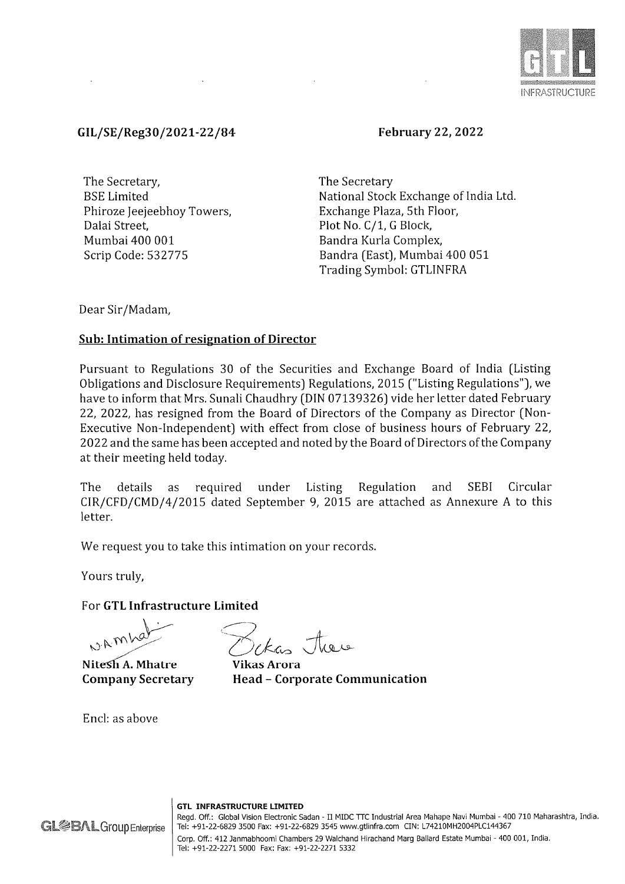GIL/SE/Reg30/2021-22/84

**February 22, 2022**

The Secretary,
BSE Limited
Phiroze Jeejeebhoy Towers,
Dalai Street,
Mumbai 400 001
Scrip Code: 532775

The Secretary
National Stock Exchange of India Ltd.
Exchange Plaza, 5th Floor,
Plot No. C/1, G Block,
Bandra Kurla Complex,
Bandra (East), Mumbai 400 051
Trading Symbol: GTLINFRA

Dear Sir/Madam,

**Sub: Intimation of resignation of Director**

Pursuant to Regulations 30 of the Securities and Exchange Board of India (Listing Obligations and Disclosure Requirements) Regulations, 2015 ("Listing Regulations"), we have to inform that Mrs. Sunali Chaudhry (DIN 07139326) vide her letter dated February 22, 2022, has resigned from the Board of Directors of the Company as Director (Non-Executive Non-Independent) with effect from close of business hours of February 22, 2022 and the same has been accepted and noted by the Board of Directors of the Company at their meeting held today.

The details as required under Listing Regulation and SEBI Circular CIR/CFD/CMD/4/2015 dated September 9, 2015 are attached as Annexure A to this letter.

We request you to take this intimation on your records.

Yours truly,

For **GTL Infrastructure Limited**

**Nitesh A. Mhatre**
**Company Secretary**

**Vikas Arora**
**Head – Corporate Communication**

Encl: as above

**GTL INFRASTRUCTURE LIMITED**
Regd. Off.: Global Vision Electronic Sadan - II MIDC TTC Industrial Area Mahape Navi Mumbai - 400 710 Maharashtra, India.
Tel: +91-22-6829 3500 Fax: +91-22-6829 3545 www.gtlinfra.com CIN: L74210MH2004PLC144367
Corp. Off.: 412 Janmabhoomi Chambers 29 Walchand Hirachand Marg Ballard Estate Mumbai - 400 001, India.
Tel: +91-22-2271 5000 Fax: Fax: +91-22-2271 5332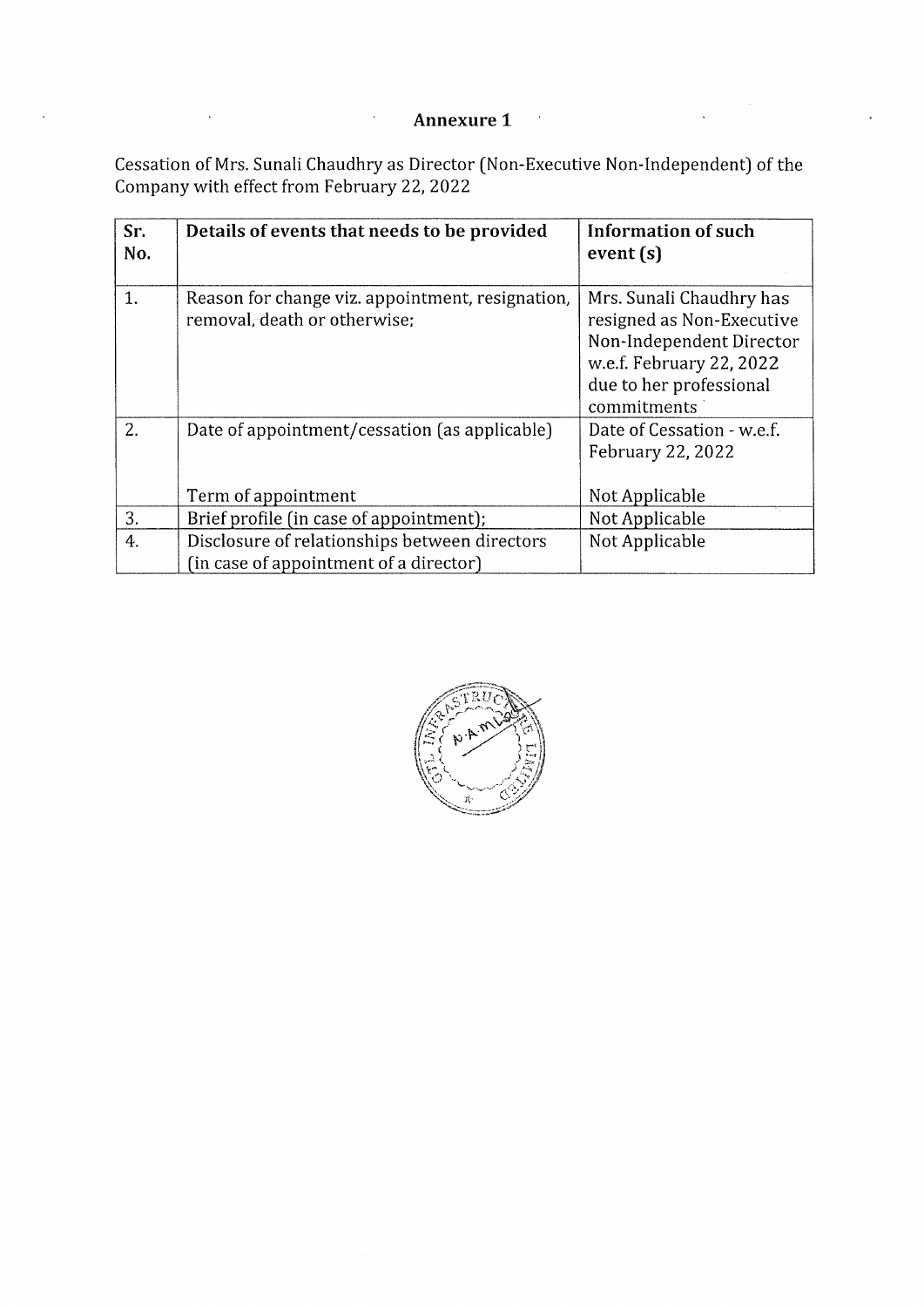# Annexure 1

Cessation of Mrs. Sunali Chaudhry as Director (Non-Executive Non-Independent) of the Company with effect from February 22, 2022

| Sr. No. | Details of events that needs to be provided | Information of such event (s) |
| --- | --- | --- |
| 1. | Reason for change viz. appointment, resignation, removal, death or otherwise; | Mrs. Sunali Chaudhry has resigned as Non-Executive Non-Independent Director w.e.f. February 22, 2022 due to her professional commitments |
| 2. | Date of appointment/cessation (as applicable)<br><br>Term of appointment | Date of Cessation - w.e.f. February 22, 2022<br><br>Not Applicable |
| 3. | Brief profile (in case of appointment); | Not Applicable |
| 4. | Disclosure of relationships between directors (in case of appointment of a director) | Not Applicable |